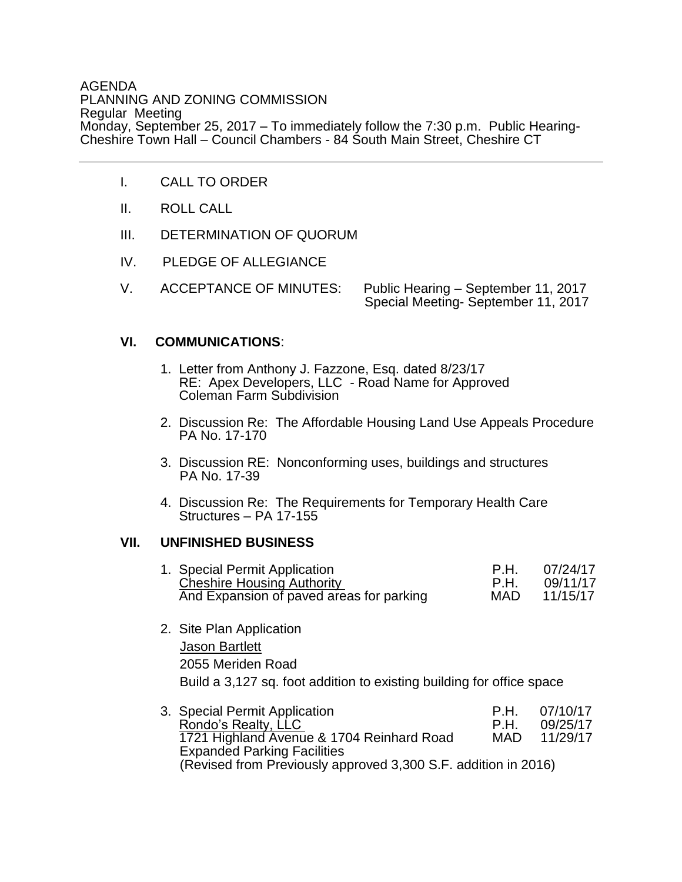AGENDA
PLANNING AND ZONING COMMISSION
Regular Meeting
Monday, September 25, 2017 – To immediately follow the 7:30 p.m. Public Hearing-
Cheshire Town Hall – Council Chambers - 84 South Main Street, Cheshire CT

---

I. CALL TO ORDER

II. ROLL CALL

III. DETERMINATION OF QUORUM

IV. PLEDGE OF ALLEGIANCE

V. ACCEPTANCE OF MINUTES: Public Hearing – September 11, 2017
Special Meeting- September 11, 2017

**VI. COMMUNICATIONS**:

1. Letter from Anthony J. Fazzone, Esq. dated 8/23/17
   RE: Apex Developers, LLC - Road Name for Approved Coleman Farm Subdivision

2. Discussion Re: The Affordable Housing Land Use Appeals Procedure
   PA No. 17-170

3. Discussion RE: Nonconforming uses, buildings and structures
   PA No. 17-39

4. Discussion Re: The Requirements for Temporary Health Care Structures – PA 17-155

**VII. UNFINISHED BUSINESS**

1. Special Permit Application — P.H. 07/24/17
   Cheshire Housing Authority — P.H. 09/11/17
   And Expansion of paved areas for parking — MAD 11/15/17

2. Site Plan Application
   Jason Bartlett
   2055 Meriden Road
   Build a 3,127 sq. foot addition to existing building for office space

3. Special Permit Application — P.H. 07/10/17
   Rondo's Realty, LLC — P.H. 09/25/17
   1721 Highland Avenue & 1704 Reinhard Road — MAD 11/29/17
   Expanded Parking Facilities
   (Revised from Previously approved 3,300 S.F. addition in 2016)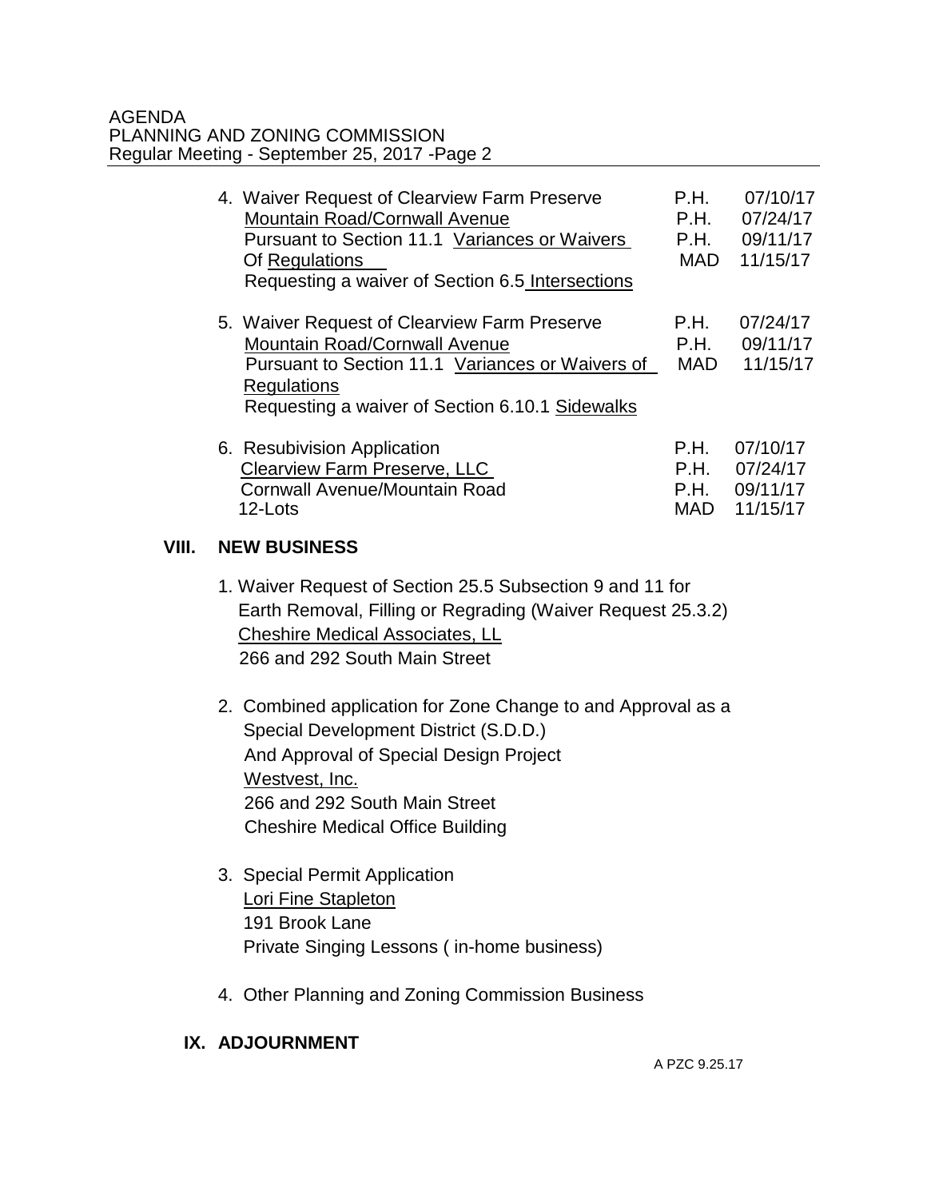4. Waiver Request of Clearview Farm Preserve
   Mountain Road/Cornwall Avenue
   Pursuant to Section 11.1 Variances or Waivers Of Regulations
   Requesting a waiver of Section 6.5 Intersections

| | |
|---|---|
| P.H. | 07/10/17 |
| P.H. | 07/24/17 |
| P.H. | 09/11/17 |
| MAD | 11/15/17 |

5. Waiver Request of Clearview Farm Preserve
   Mountain Road/Cornwall Avenue
   Pursuant to Section 11.1 Variances or Waivers of Regulations
   Requesting a waiver of Section 6.10.1 Sidewalks

| | |
|---|---|
| P.H. | 07/24/17 |
| P.H. | 09/11/17 |
| MAD | 11/15/17 |

6. Resubivision Application
   Clearview Farm Preserve, LLC
   Cornwall Avenue/Mountain Road
   12-Lots

| | |
|---|---|
| P.H. | 07/10/17 |
| P.H. | 07/24/17 |
| P.H. | 09/11/17 |
| MAD | 11/15/17 |

## VIII. NEW BUSINESS

1. Waiver Request of Section 25.5 Subsection 9 and 11 for Earth Removal, Filling or Regrading (Waiver Request 25.3.2)
   Cheshire Medical Associates, LL
   266 and 292 South Main Street

2. Combined application for Zone Change to and Approval as a Special Development District (S.D.D.)
   And Approval of Special Design Project
   Westvest, Inc.
   266 and 292 South Main Street
   Cheshire Medical Office Building

3. Special Permit Application
   Lori Fine Stapleton
   191 Brook Lane
   Private Singing Lessons ( in-home business)

4. Other Planning and Zoning Commission Business

## IX. ADJOURNMENT

A PZC 9.25.17